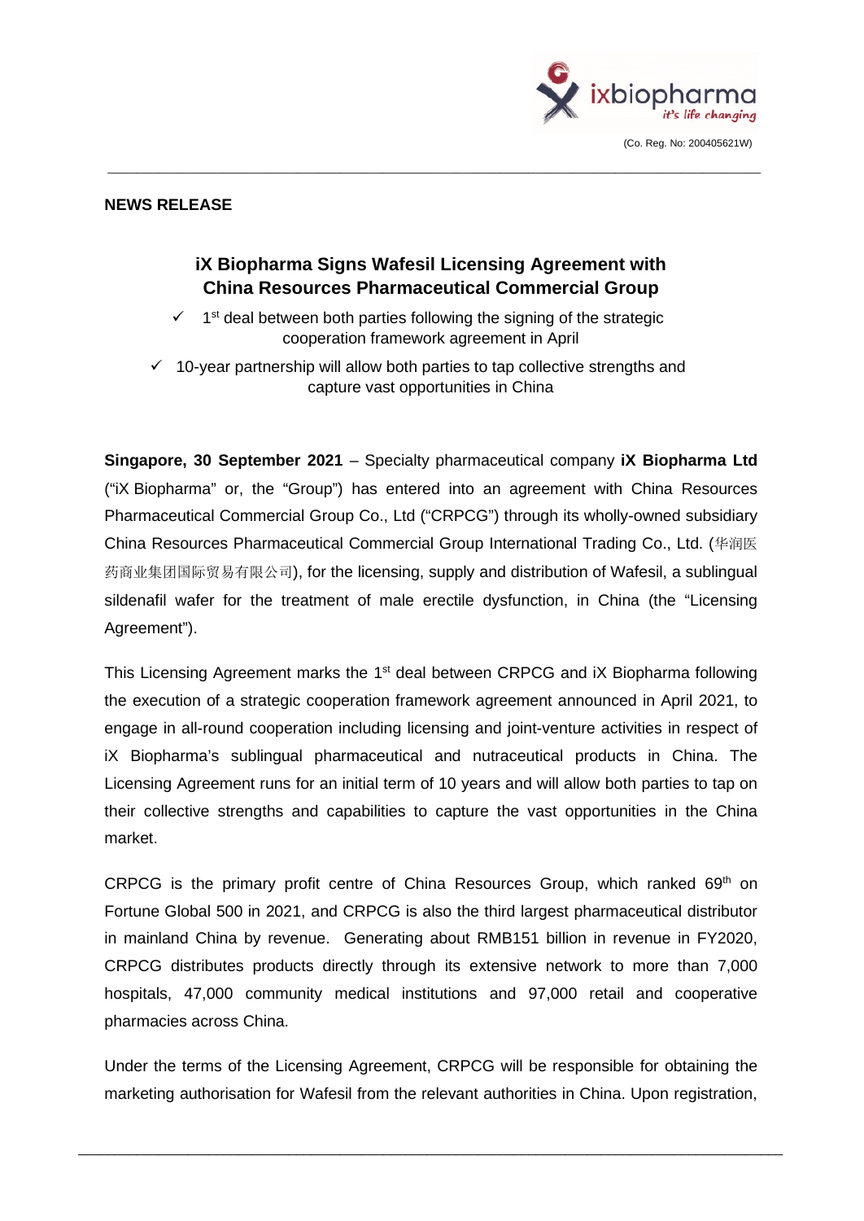(Co. Reg. No: 200405621W)

**NEWS RELEASE**

## iX Biopharma Signs Wafesil Licensing Agreement with China Resources Pharmaceutical Commercial Group

- ✓ 1st deal between both parties following the signing of the strategic cooperation framework agreement in April
- ✓ 10-year partnership will allow both parties to tap collective strengths and capture vast opportunities in China

**Singapore, 30 September 2021** – Specialty pharmaceutical company **iX Biopharma Ltd** ("iX Biopharma" or, the "Group") has entered into an agreement with China Resources Pharmaceutical Commercial Group Co., Ltd ("CRPCG") through its wholly-owned subsidiary China Resources Pharmaceutical Commercial Group International Trading Co., Ltd. (华润医药商业集团国际贸易有限公司), for the licensing, supply and distribution of Wafesil, a sublingual sildenafil wafer for the treatment of male erectile dysfunction, in China (the "Licensing Agreement").

This Licensing Agreement marks the 1st deal between CRPCG and iX Biopharma following the execution of a strategic cooperation framework agreement announced in April 2021, to engage in all-round cooperation including licensing and joint-venture activities in respect of iX Biopharma's sublingual pharmaceutical and nutraceutical products in China. The Licensing Agreement runs for an initial term of 10 years and will allow both parties to tap on their collective strengths and capabilities to capture the vast opportunities in the China market.

CRPCG is the primary profit centre of China Resources Group, which ranked 69th on Fortune Global 500 in 2021, and CRPCG is also the third largest pharmaceutical distributor in mainland China by revenue. Generating about RMB151 billion in revenue in FY2020, CRPCG distributes products directly through its extensive network to more than 7,000 hospitals, 47,000 community medical institutions and 97,000 retail and cooperative pharmacies across China.

Under the terms of the Licensing Agreement, CRPCG will be responsible for obtaining the marketing authorisation for Wafesil from the relevant authorities in China. Upon registration,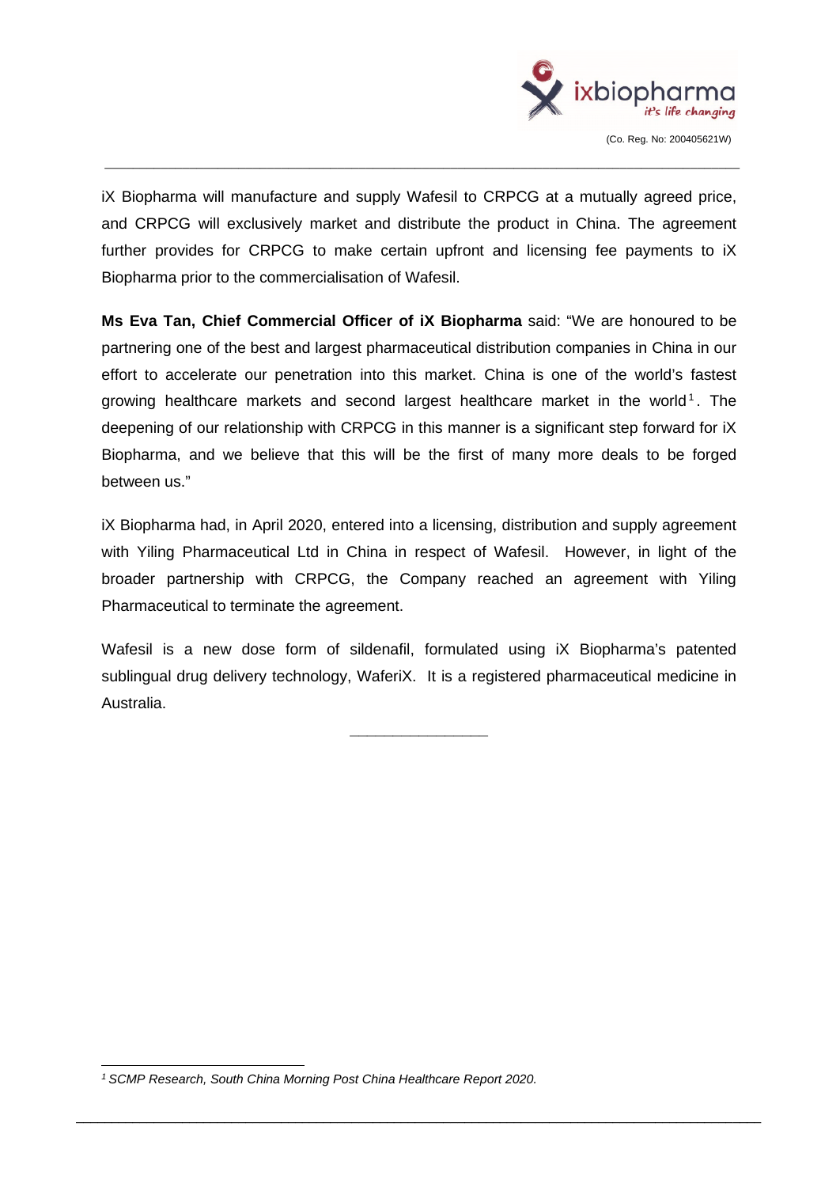iX Biopharma will manufacture and supply Wafesil to CRPCG at a mutually agreed price, and CRPCG will exclusively market and distribute the product in China. The agreement further provides for CRPCG to make certain upfront and licensing fee payments to iX Biopharma prior to the commercialisation of Wafesil.

**Ms Eva Tan, Chief Commercial Officer of iX Biopharma** said: "We are honoured to be partnering one of the best and largest pharmaceutical distribution companies in China in our effort to accelerate our penetration into this market. China is one of the world's fastest growing healthcare markets and second largest healthcare market in the world[1]. The deepening of our relationship with CRPCG in this manner is a significant step forward for iX Biopharma, and we believe that this will be the first of many more deals to be forged between us."

iX Biopharma had, in April 2020, entered into a licensing, distribution and supply agreement with Yiling Pharmaceutical Ltd in China in respect of Wafesil. However, in light of the broader partnership with CRPCG, the Company reached an agreement with Yiling Pharmaceutical to terminate the agreement.

Wafesil is a new dose form of sildenafil, formulated using iX Biopharma's patented sublingual drug delivery technology, WaferiX. It is a registered pharmaceutical medicine in Australia.

---

[1] *SCMP Research, South China Morning Post China Healthcare Report 2020.*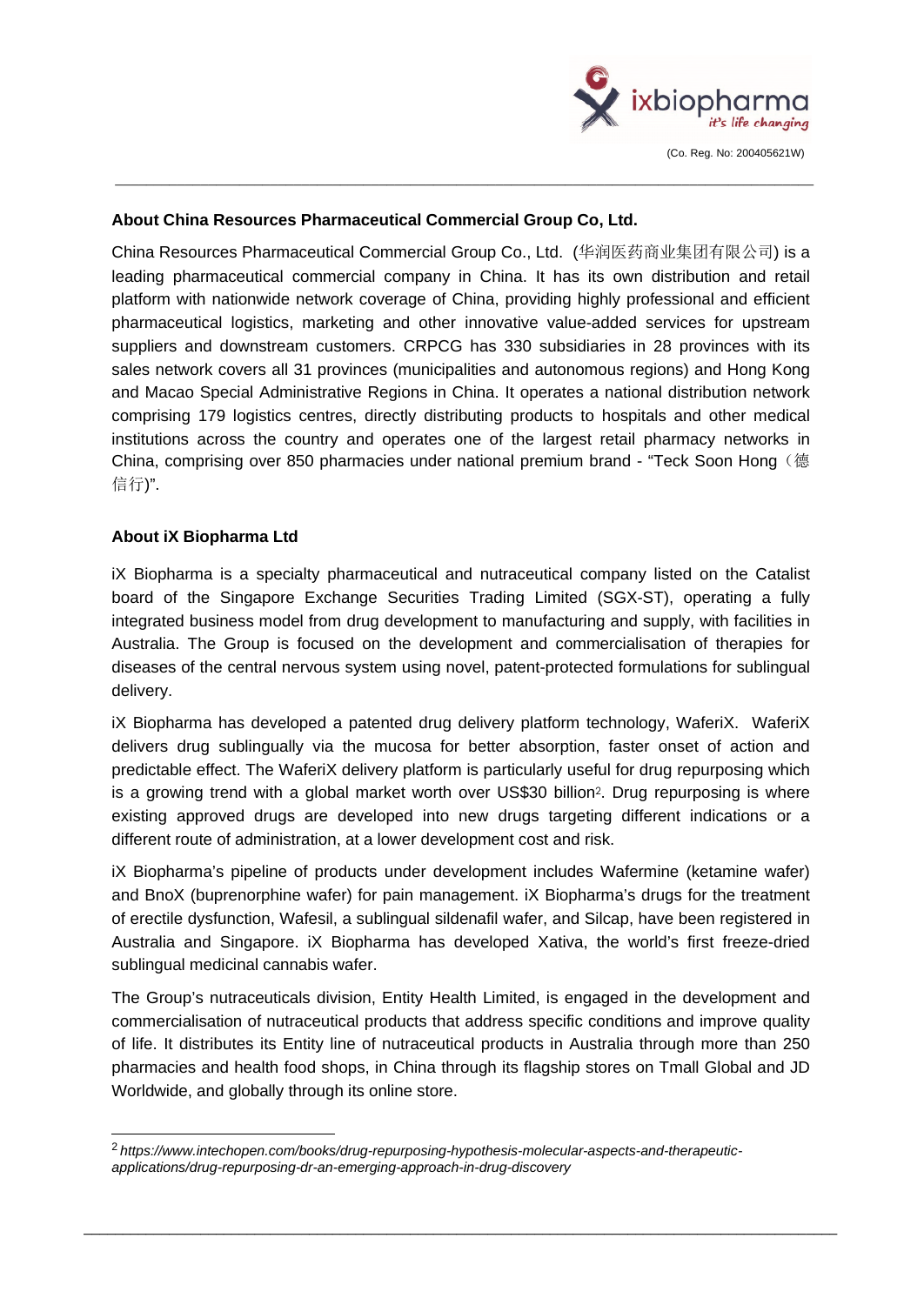### About China Resources Pharmaceutical Commercial Group Co, Ltd.

China Resources Pharmaceutical Commercial Group Co., Ltd. (华润医药商业集团有限公司) is a leading pharmaceutical commercial company in China. It has its own distribution and retail platform with nationwide network coverage of China, providing highly professional and efficient pharmaceutical logistics, marketing and other innovative value-added services for upstream suppliers and downstream customers. CRPCG has 330 subsidiaries in 28 provinces with its sales network covers all 31 provinces (municipalities and autonomous regions) and Hong Kong and Macao Special Administrative Regions in China. It operates a national distribution network comprising 179 logistics centres, directly distributing products to hospitals and other medical institutions across the country and operates one of the largest retail pharmacy networks in China, comprising over 850 pharmacies under national premium brand - "Teck Soon Hong（德信行)".

### About iX Biopharma Ltd

iX Biopharma is a specialty pharmaceutical and nutraceutical company listed on the Catalist board of the Singapore Exchange Securities Trading Limited (SGX-ST), operating a fully integrated business model from drug development to manufacturing and supply, with facilities in Australia. The Group is focused on the development and commercialisation of therapies for diseases of the central nervous system using novel, patent-protected formulations for sublingual delivery.

iX Biopharma has developed a patented drug delivery platform technology, WaferiX. WaferiX delivers drug sublingually via the mucosa for better absorption, faster onset of action and predictable effect. The WaferiX delivery platform is particularly useful for drug repurposing which is a growing trend with a global market worth over US$30 billion[2]. Drug repurposing is where existing approved drugs are developed into new drugs targeting different indications or a different route of administration, at a lower development cost and risk.

iX Biopharma's pipeline of products under development includes Wafermine (ketamine wafer) and BnoX (buprenorphine wafer) for pain management. iX Biopharma's drugs for the treatment of erectile dysfunction, Wafesil, a sublingual sildenafil wafer, and Silcap, have been registered in Australia and Singapore. iX Biopharma has developed Xativa, the world's first freeze-dried sublingual medicinal cannabis wafer.

The Group's nutraceuticals division, Entity Health Limited, is engaged in the development and commercialisation of nutraceutical products that address specific conditions and improve quality of life. It distributes its Entity line of nutraceutical products in Australia through more than 250 pharmacies and health food shops, in China through its flagship stores on Tmall Global and JD Worldwide, and globally through its online store.

---

[2] *https://www.intechopen.com/books/drug-repurposing-hypothesis-molecular-aspects-and-therapeutic-applications/drug-repurposing-dr-an-emerging-approach-in-drug-discovery*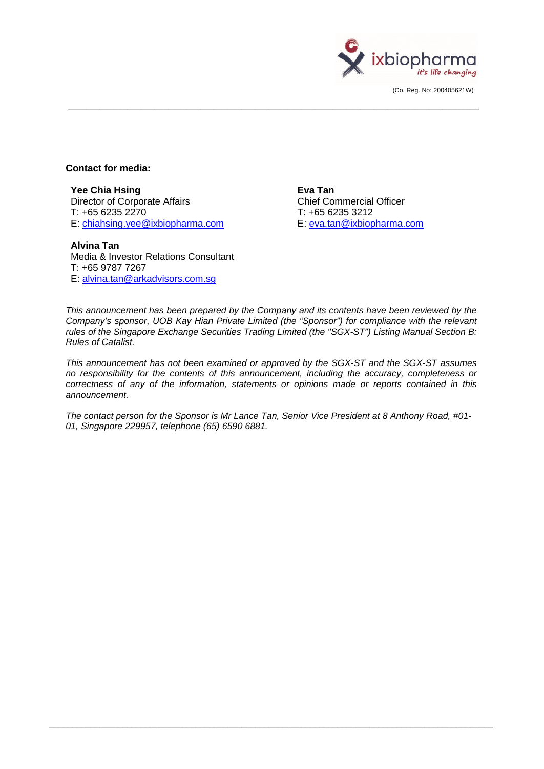(Co. Reg. No: 200405621W)

**Contact for media:**

**Yee Chia Hsing**
Director of Corporate Affairs
T: +65 6235 2270
E: chiahsing.yee@ixbiopharma.com

**Eva Tan**
Chief Commercial Officer
T: +65 6235 3212
E: eva.tan@ixbiopharma.com

**Alvina Tan**
Media & Investor Relations Consultant
T: +65 9787 7267
E: alvina.tan@arkadvisors.com.sg

*This announcement has been prepared by the Company and its contents have been reviewed by the Company's sponsor, UOB Kay Hian Private Limited (the "Sponsor") for compliance with the relevant rules of the Singapore Exchange Securities Trading Limited (the "SGX-ST") Listing Manual Section B: Rules of Catalist.*

*This announcement has not been examined or approved by the SGX-ST and the SGX-ST assumes no responsibility for the contents of this announcement, including the accuracy, completeness or correctness of any of the information, statements or opinions made or reports contained in this announcement.*

*The contact person for the Sponsor is Mr Lance Tan, Senior Vice President at 8 Anthony Road, #01-01, Singapore 229957, telephone (65) 6590 6881.*